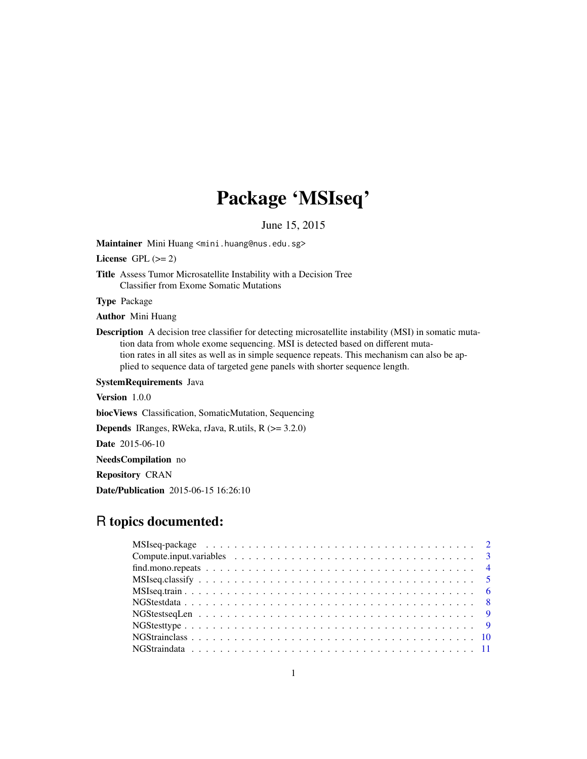# Package 'MSIseq'

June 15, 2015

**Maintainer** Mini Huang <mini.huang@nus.edu.sg>

**License** GPL (>= 2)

**Title** Assess Tumor Microsatellite Instability with a Decision Tree Classifier from Exome Somatic Mutations

**Type** Package

**Author** Mini Huang

**Description** A decision tree classifier for detecting microsatellite instability (MSI) in somatic mutation data from whole exome sequencing. MSI is detected based on different mutation rates in all sites as well as in simple sequence repeats. This mechanism can also be applied to sequence data of targeted gene panels with shorter sequence length.

**SystemRequirements** Java

**Version** 1.0.0

**biocViews** Classification, SomaticMutation, Sequencing

**Depends** IRanges, RWeka, rJava, R.utils, R (>= 3.2.0)

**Date** 2015-06-10

**NeedsCompilation** no

**Repository** CRAN

**Date/Publication** 2015-06-15 16:26:10

## R topics documented:

- MSIseq-package . . . . . . . . . . . . . . . . . . . . . . . . . . . . . . . . . . . . 2
- Compute.input.variables . . . . . . . . . . . . . . . . . . . . . . . . . . . . . . . . 3
- find.mono.repeats . . . . . . . . . . . . . . . . . . . . . . . . . . . . . . . . . . . 4
- MSIseq.classify . . . . . . . . . . . . . . . . . . . . . . . . . . . . . . . . . . . . 5
- MSIseq.train . . . . . . . . . . . . . . . . . . . . . . . . . . . . . . . . . . . . . 6
- NGStestdata . . . . . . . . . . . . . . . . . . . . . . . . . . . . . . . . . . . . . 8
- NGStestseqLen . . . . . . . . . . . . . . . . . . . . . . . . . . . . . . . . . . . . 9
- NGStesttype . . . . . . . . . . . . . . . . . . . . . . . . . . . . . . . . . . . . . 9
- NGStrainclass . . . . . . . . . . . . . . . . . . . . . . . . . . . . . . . . . . . . 10
- NGStraindata . . . . . . . . . . . . . . . . . . . . . . . . . . . . . . . . . . . . 11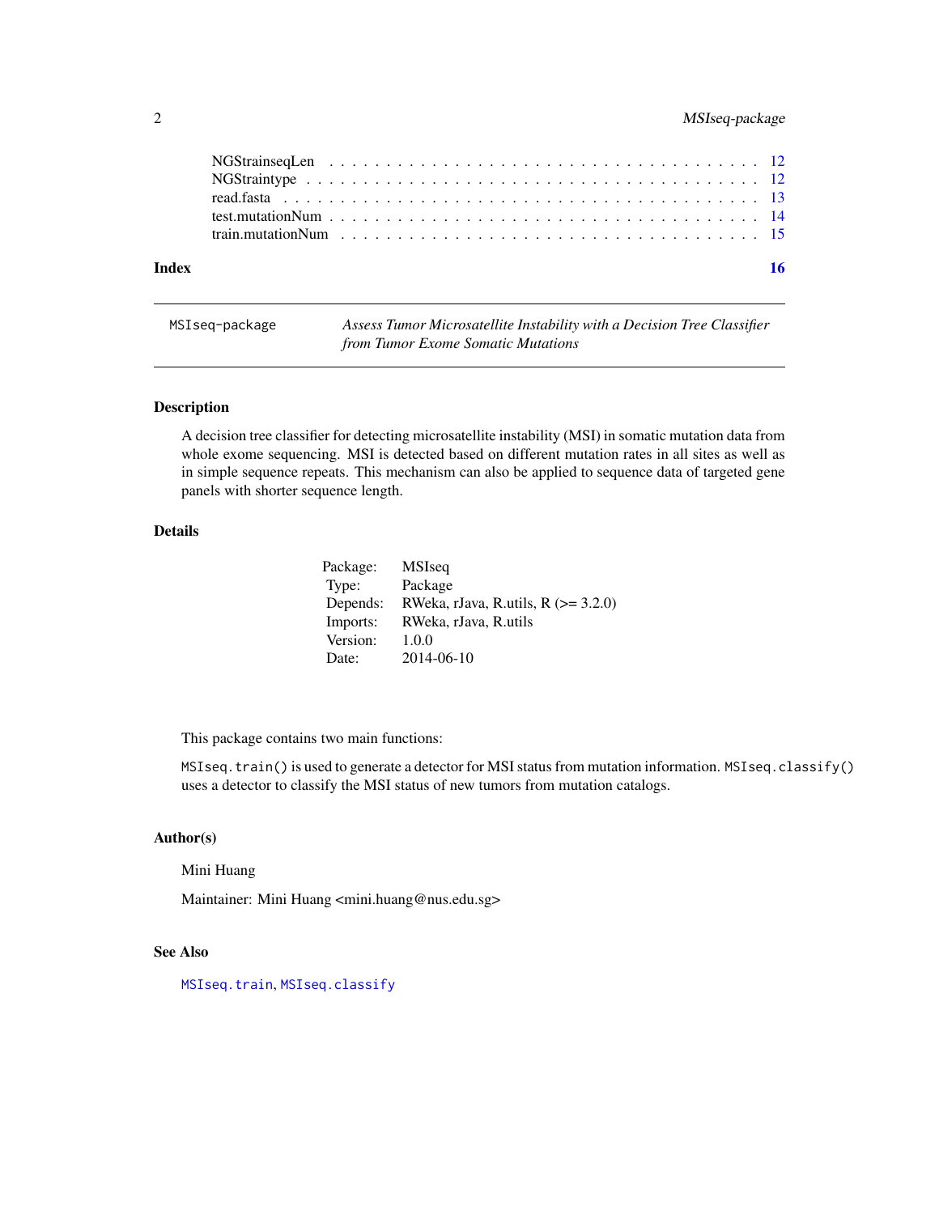NGStrainseqLen . . . . . . . . . . . . . . . . . . . . . . . . . . . . . . . . . . 12
NGStraintype . . . . . . . . . . . . . . . . . . . . . . . . . . . . . . . . . . . 12
read.fasta . . . . . . . . . . . . . . . . . . . . . . . . . . . . . . . . . . . . 13
test.mutationNum . . . . . . . . . . . . . . . . . . . . . . . . . . . . . . . . . 14
train.mutationNum . . . . . . . . . . . . . . . . . . . . . . . . . . . . . . . . 15

**Index** **16**

---

`MSIseq-package` *Assess Tumor Microsatellite Instability with a Decision Tree Classifier from Tumor Exome Somatic Mutations*

---

## Description

A decision tree classifier for detecting microsatellite instability (MSI) in somatic mutation data from whole exome sequencing. MSI is detected based on different mutation rates in all sites as well as in simple sequence repeats. This mechanism can also be applied to sequence data of targeted gene panels with shorter sequence length.

## Details

| | |
|---|---|
| Package: | MSIseq |
| Type: | Package |
| Depends: | RWeka, rJava, R.utils, R (>= 3.2.0) |
| Imports: | RWeka, rJava, R.utils |
| Version: | 1.0.0 |
| Date: | 2014-06-10 |

This package contains two main functions:

`MSIseq.train()` is used to generate a detector for MSI status from mutation information. `MSIseq.classify()` uses a detector to classify the MSI status of new tumors from mutation catalogs.

## Author(s)

Mini Huang

Maintainer: Mini Huang <mini.huang@nus.edu.sg>

## See Also

`MSIseq.train`, `MSIseq.classify`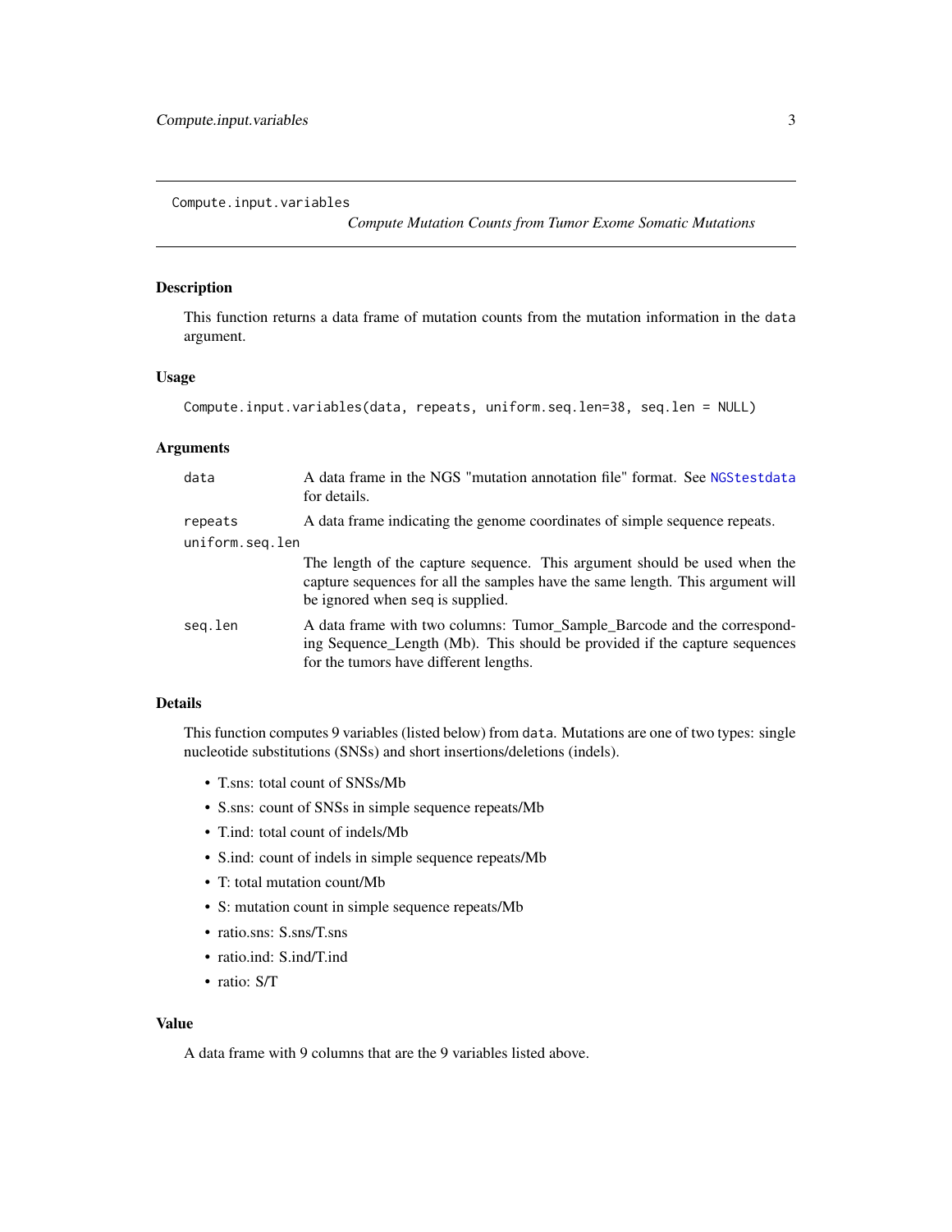Compute.input.variables &nbsp;&nbsp;&nbsp;&nbsp;&nbsp;&nbsp;&nbsp; *Compute Mutation Counts from Tumor Exome Somatic Mutations*

---

## Description

This function returns a data frame of mutation counts from the mutation information in the `data` argument.

## Usage

```
Compute.input.variables(data, repeats, uniform.seq.len=38, seq.len = NULL)
```

## Arguments

| | |
|---|---|
| `data` | A data frame in the NGS "mutation annotation file" format. See `NGStestdata` for details. |
| `repeats` | A data frame indicating the genome coordinates of simple sequence repeats. |
| `uniform.seq.len` | The length of the capture sequence. This argument should be used when the capture sequences for all the samples have the same length. This argument will be ignored when `seq` is supplied. |
| `seq.len` | A data frame with two columns: Tumor_Sample_Barcode and the corresponding Sequence_Length (Mb). This should be provided if the capture sequences for the tumors have different lengths. |

## Details

This function computes 9 variables (listed below) from `data`. Mutations are one of two types: single nucleotide substitutions (SNSs) and short insertions/deletions (indels).

- T.sns: total count of SNSs/Mb
- S.sns: count of SNSs in simple sequence repeats/Mb
- T.ind: total count of indels/Mb
- S.ind: count of indels in simple sequence repeats/Mb
- T: total mutation count/Mb
- S: mutation count in simple sequence repeats/Mb
- ratio.sns: S.sns/T.sns
- ratio.ind: S.ind/T.ind
- ratio: S/T

## Value

A data frame with 9 columns that are the 9 variables listed above.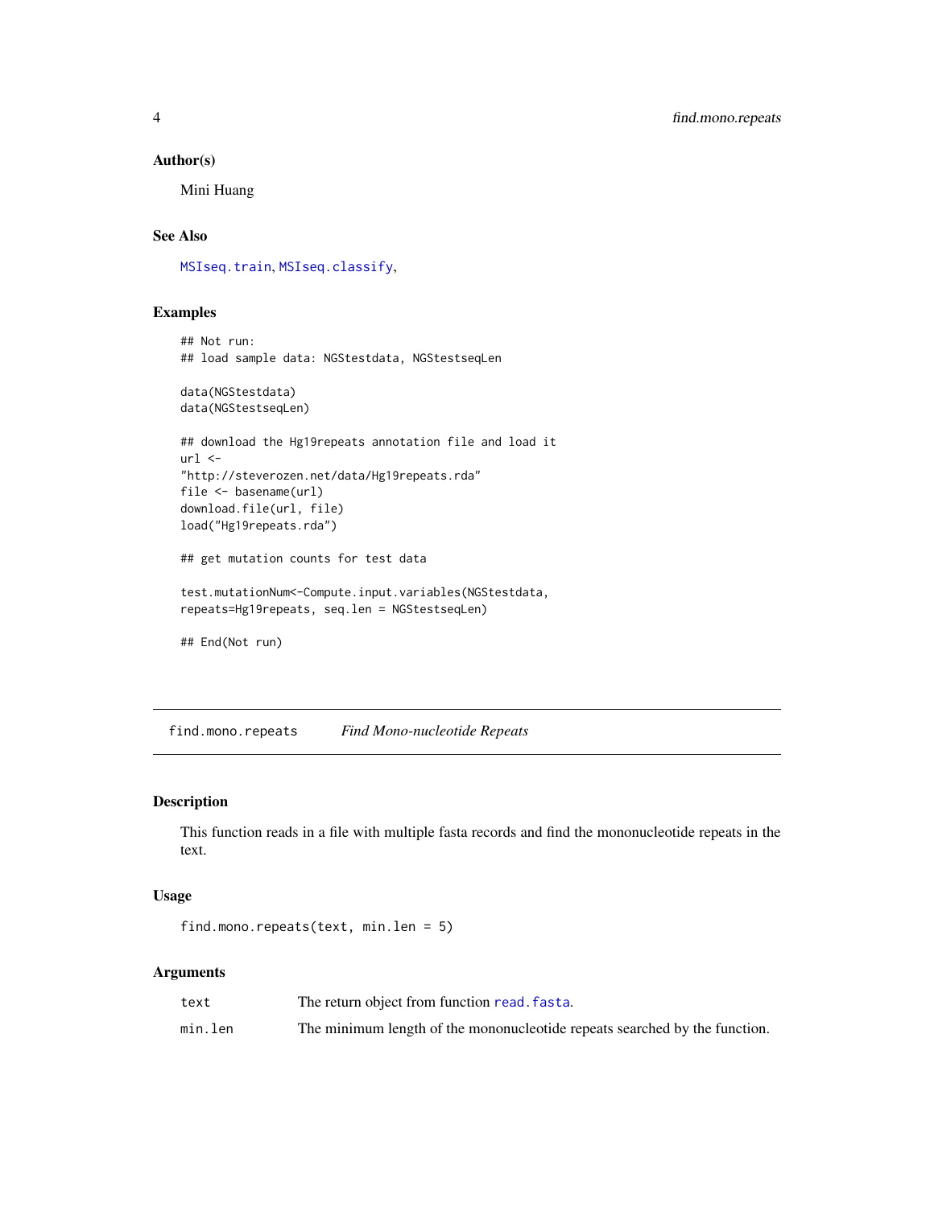### Author(s)

Mini Huang

### See Also

MSIseq.train, MSIseq.classify,

### Examples

```
## Not run:
## load sample data: NGStestdata, NGStestseqLen

data(NGStestdata)
data(NGStestseqLen)

## download the Hg19repeats annotation file and load it
url <-
"http://steverozen.net/data/Hg19repeats.rda"
file <- basename(url)
download.file(url, file)
load("Hg19repeats.rda")

## get mutation counts for test data

test.mutationNum<-Compute.input.variables(NGStestdata,
repeats=Hg19repeats, seq.len = NGStestseqLen)

## End(Not run)
```

---

## find.mono.repeats *Find Mono-nucleotide Repeats*

### Description

This function reads in a file with multiple fasta records and find the mononucleotide repeats in the text.

### Usage

```
find.mono.repeats(text, min.len = 5)
```

### Arguments

| | |
|---|---|
| text | The return object from function read.fasta. |
| min.len | The minimum length of the mononucleotide repeats searched by the function. |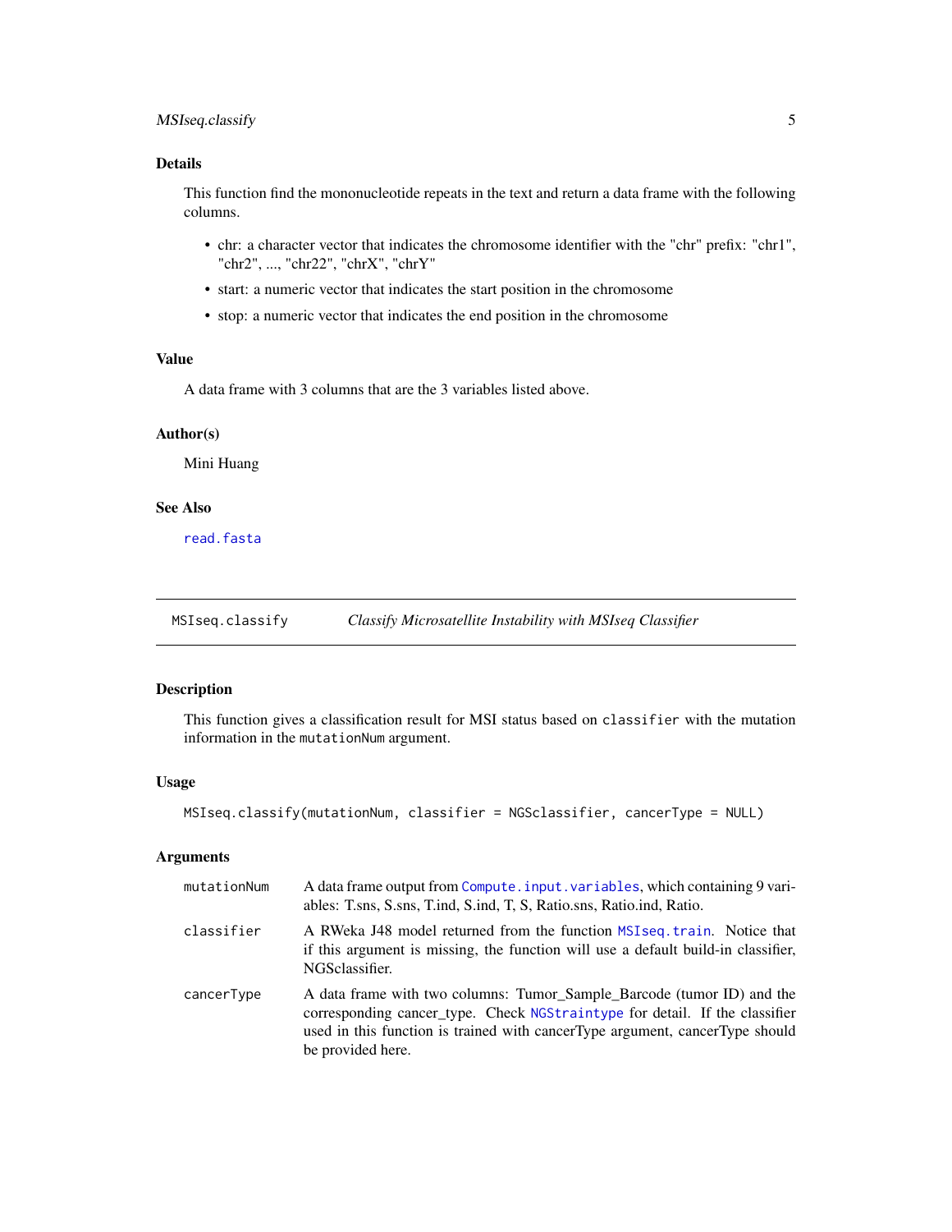## Details

This function find the mononucleotide repeats in the text and return a data frame with the following columns.

- chr: a character vector that indicates the chromosome identifier with the "chr" prefix: "chr1", "chr2", ..., "chr22", "chrX", "chrY"
- start: a numeric vector that indicates the start position in the chromosome
- stop: a numeric vector that indicates the end position in the chromosome

## Value

A data frame with 3 columns that are the 3 variables listed above.

## Author(s)

Mini Huang

## See Also

read.fasta

---

# MSIseq.classify — *Classify Microsatellite Instability with MSIseq Classifier*

---

## Description

This function gives a classification result for MSI status based on `classifier` with the mutation information in the `mutationNum` argument.

## Usage

```
MSIseq.classify(mutationNum, classifier = NGSclassifier, cancerType = NULL)
```

## Arguments

| | |
|---|---|
| `mutationNum` | A data frame output from `Compute.input.variables`, which containing 9 variables: T.sns, S.sns, T.ind, S.ind, T, S, Ratio.sns, Ratio.ind, Ratio. |
| `classifier` | A RWeka J48 model returned from the function `MSIseq.train`. Notice that if this argument is missing, the function will use a default build-in classifier, NGSclassifier. |
| `cancerType` | A data frame with two columns: Tumor_Sample_Barcode (tumor ID) and the corresponding cancer_type. Check `NGStraintype` for detail. If the classifier used in this function is trained with cancerType argument, cancerType should be provided here. |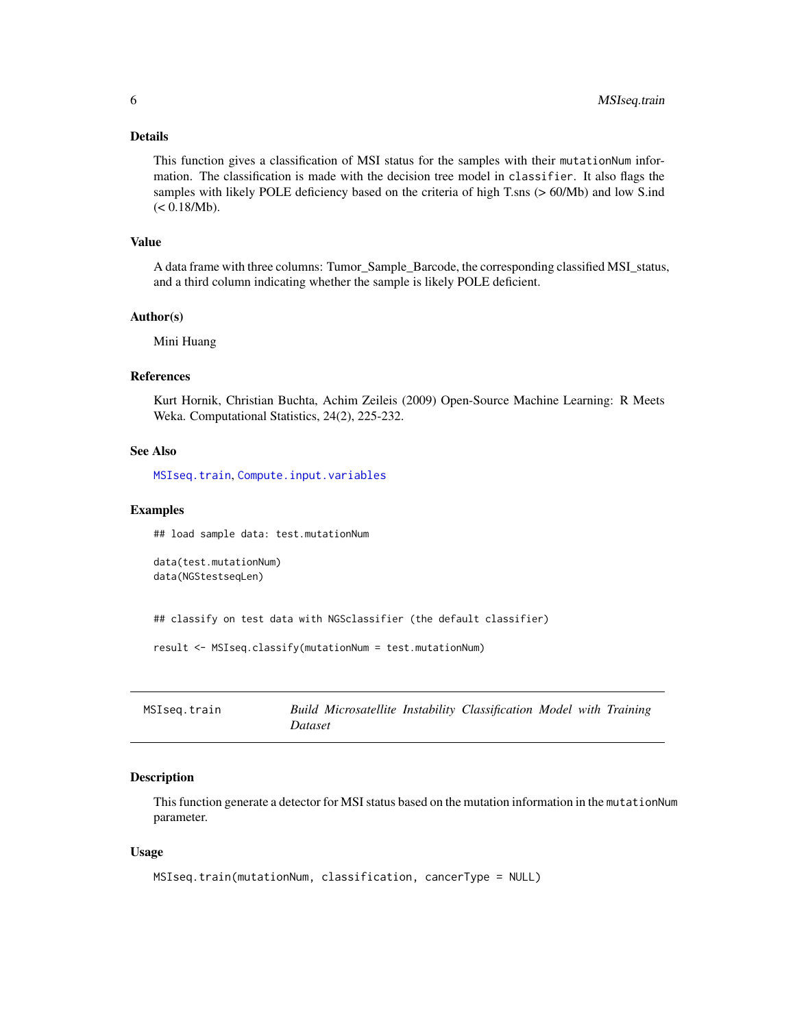### Details

This function gives a classification of MSI status for the samples with their `mutationNum` information. The classification is made with the decision tree model in `classifier`. It also flags the samples with likely POLE deficiency based on the criteria of high T.sns (> 60/Mb) and low S.ind (< 0.18/Mb).

### Value

A data frame with three columns: Tumor_Sample_Barcode, the corresponding classified MSI_status, and a third column indicating whether the sample is likely POLE deficient.

### Author(s)

Mini Huang

### References

Kurt Hornik, Christian Buchta, Achim Zeileis (2009) Open-Source Machine Learning: R Meets Weka. Computational Statistics, 24(2), 225-232.

### See Also

`MSIseq.train`, `Compute.input.variables`

### Examples

```
## load sample data: test.mutationNum

data(test.mutationNum)
data(NGStestseqLen)


## classify on test data with NGSclassifier (the default classifier)

result <- MSIseq.classify(mutationNum = test.mutationNum)
```

---

## MSIseq.train — *Build Microsatellite Instability Classification Model with Training Dataset*

---

### Description

This function generate a detector for MSI status based on the mutation information in the `mutationNum` parameter.

### Usage

```
MSIseq.train(mutationNum, classification, cancerType = NULL)
```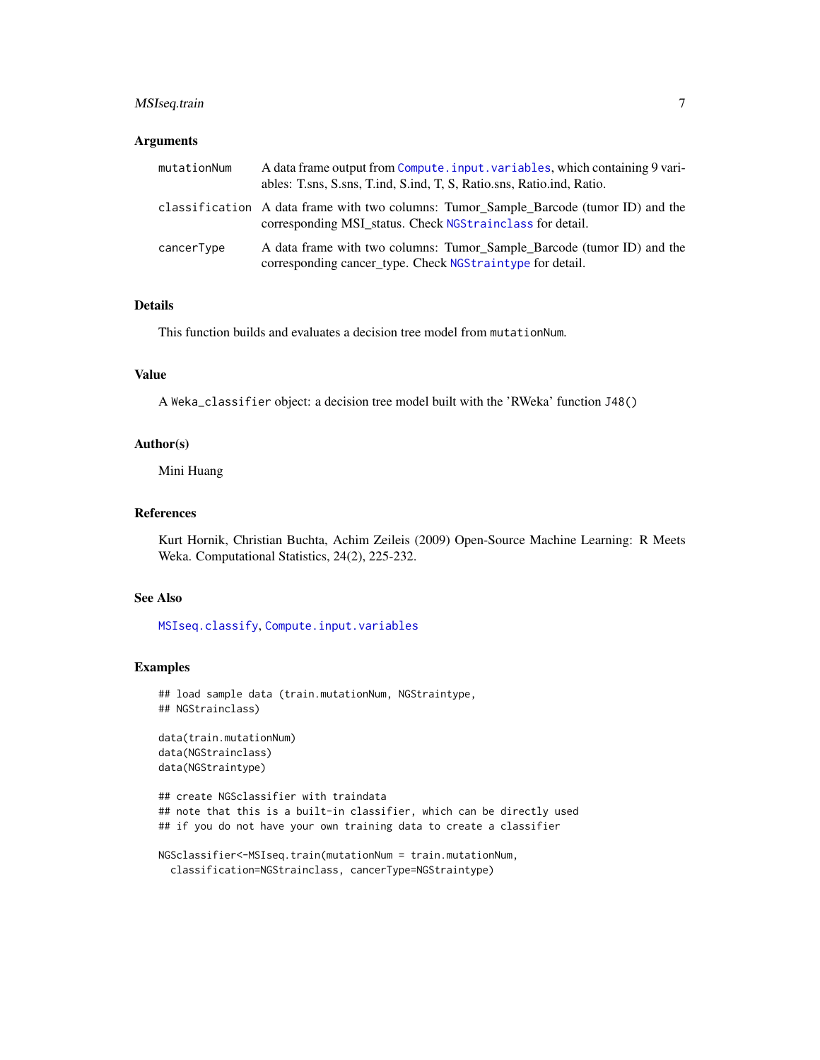## Arguments

| | |
|---|---|
| `mutationNum` | A data frame output from `Compute.input.variables`, which containing 9 variables: T.sns, S.sns, T.ind, S.ind, T, S, Ratio.sns, Ratio.ind, Ratio. |
| `classification` | A data frame with two columns: Tumor_Sample_Barcode (tumor ID) and the corresponding MSI_status. Check `NGStrainclass` for detail. |
| `cancerType` | A data frame with two columns: Tumor_Sample_Barcode (tumor ID) and the corresponding cancer_type. Check `NGStraintype` for detail. |

## Details

This function builds and evaluates a decision tree model from `mutationNum`.

## Value

A `Weka_classifier` object: a decision tree model built with the 'RWeka' function `J48()`

## Author(s)

Mini Huang

## References

Kurt Hornik, Christian Buchta, Achim Zeileis (2009) Open-Source Machine Learning: R Meets Weka. Computational Statistics, 24(2), 225-232.

## See Also

`MSIseq.classify`, `Compute.input.variables`

## Examples

```
## load sample data (train.mutationNum, NGStraintype,
## NGStrainclass)

data(train.mutationNum)
data(NGStrainclass)
data(NGStraintype)

## create NGSclassifier with traindata
## note that this is a built-in classifier, which can be directly used
## if you do not have your own training data to create a classifier

NGSclassifier<-MSIseq.train(mutationNum = train.mutationNum,
  classification=NGStrainclass, cancerType=NGStraintype)
```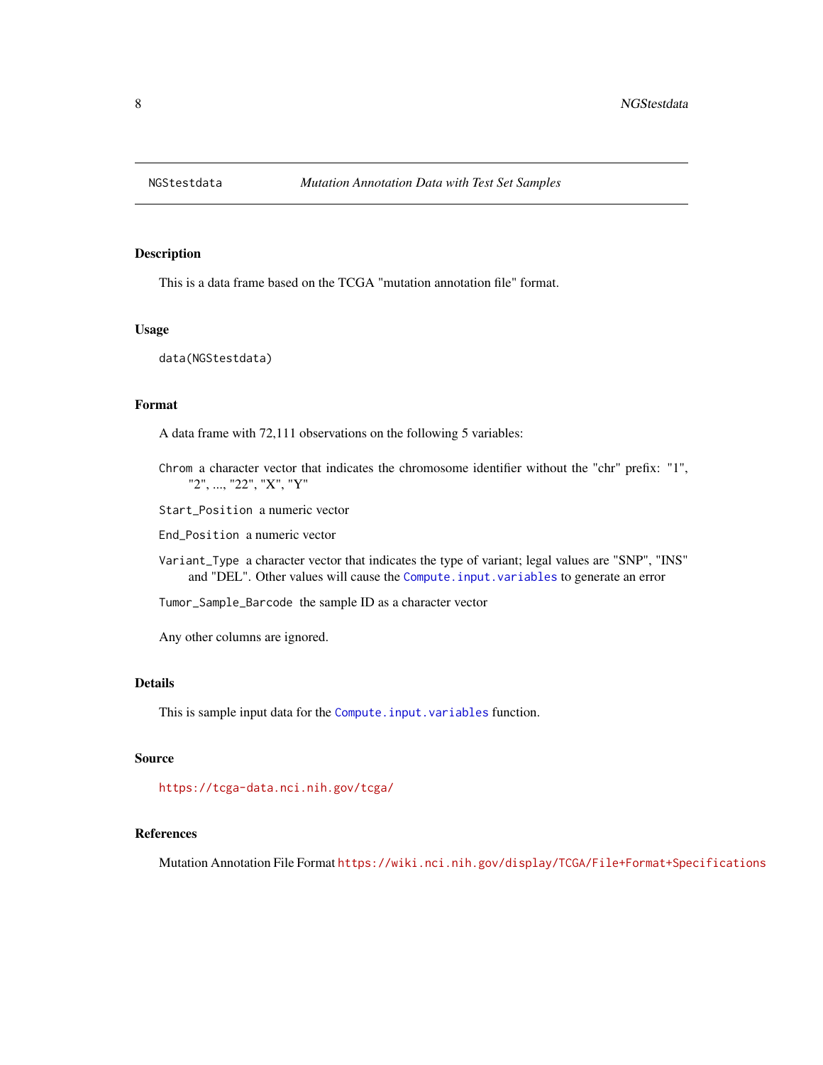NGStestdata *Mutation Annotation Data with Test Set Samples*

## Description

This is a data frame based on the TCGA "mutation annotation file" format.

## Usage

```
data(NGStestdata)
```

## Format

A data frame with 72,111 observations on the following 5 variables:

- `Chrom` a character vector that indicates the chromosome identifier without the "chr" prefix: "1", "2", ..., "22", "X", "Y"
- `Start_Position` a numeric vector
- `End_Position` a numeric vector
- `Variant_Type` a character vector that indicates the type of variant; legal values are "SNP", "INS" and "DEL". Other values will cause the `Compute.input.variables` to generate an error
- `Tumor_Sample_Barcode` the sample ID as a character vector

Any other columns are ignored.

## Details

This is sample input data for the `Compute.input.variables` function.

## Source

https://tcga-data.nci.nih.gov/tcga/

## References

Mutation Annotation File Format https://wiki.nci.nih.gov/display/TCGA/File+Format+Specifications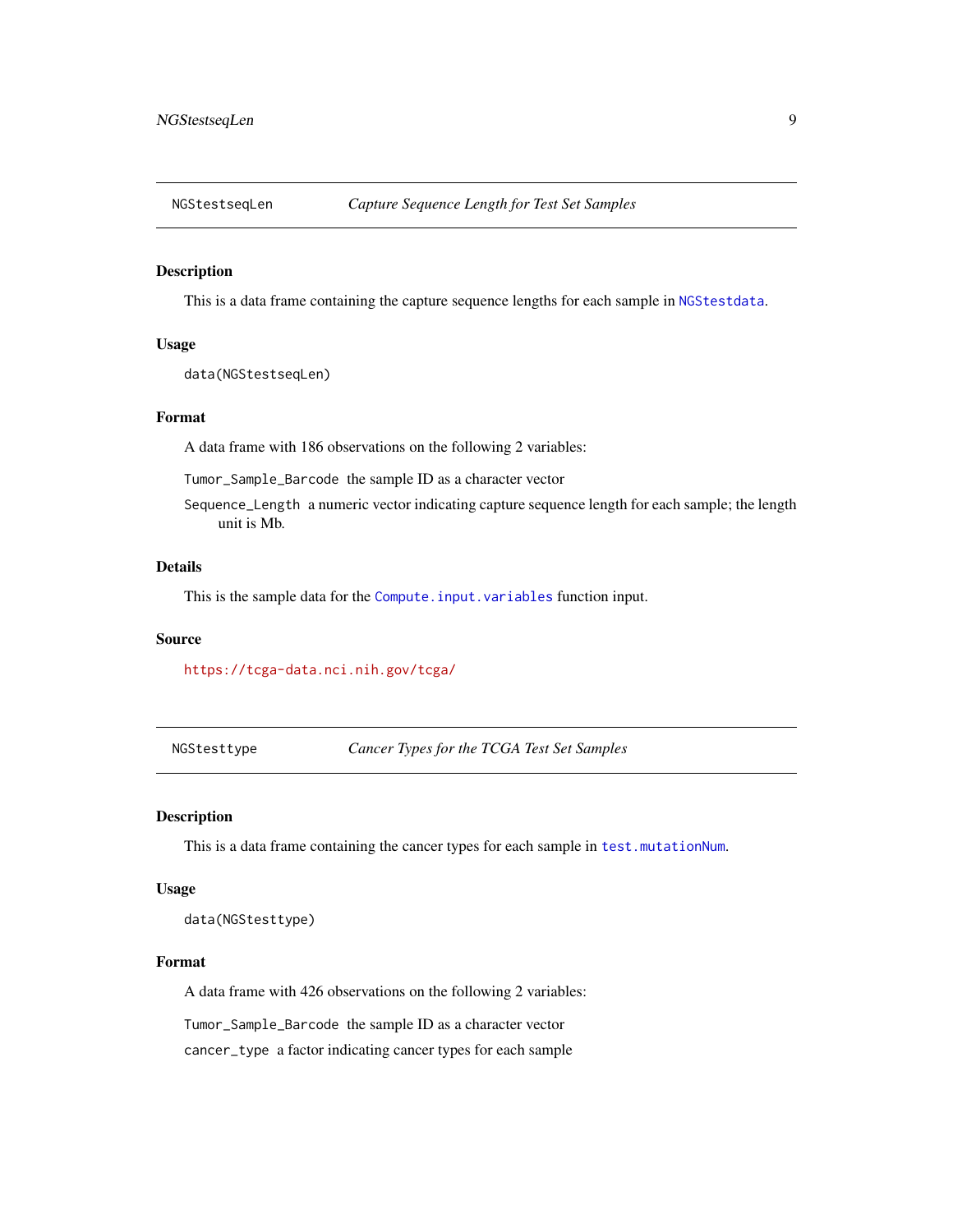## NGStestseqLen — *Capture Sequence Length for Test Set Samples*

### Description

This is a data frame containing the capture sequence lengths for each sample in `NGStestdata`.

### Usage

```
data(NGStestseqLen)
```

### Format

A data frame with 186 observations on the following 2 variables:

`Tumor_Sample_Barcode` the sample ID as a character vector

`Sequence_Length` a numeric vector indicating capture sequence length for each sample; the length unit is Mb.

### Details

This is the sample data for the `Compute.input.variables` function input.

### Source

https://tcga-data.nci.nih.gov/tcga/

## NGStesttype — *Cancer Types for the TCGA Test Set Samples*

### Description

This is a data frame containing the cancer types for each sample in `test.mutationNum`.

### Usage

```
data(NGStesttype)
```

### Format

A data frame with 426 observations on the following 2 variables:

`Tumor_Sample_Barcode` the sample ID as a character vector

`cancer_type` a factor indicating cancer types for each sample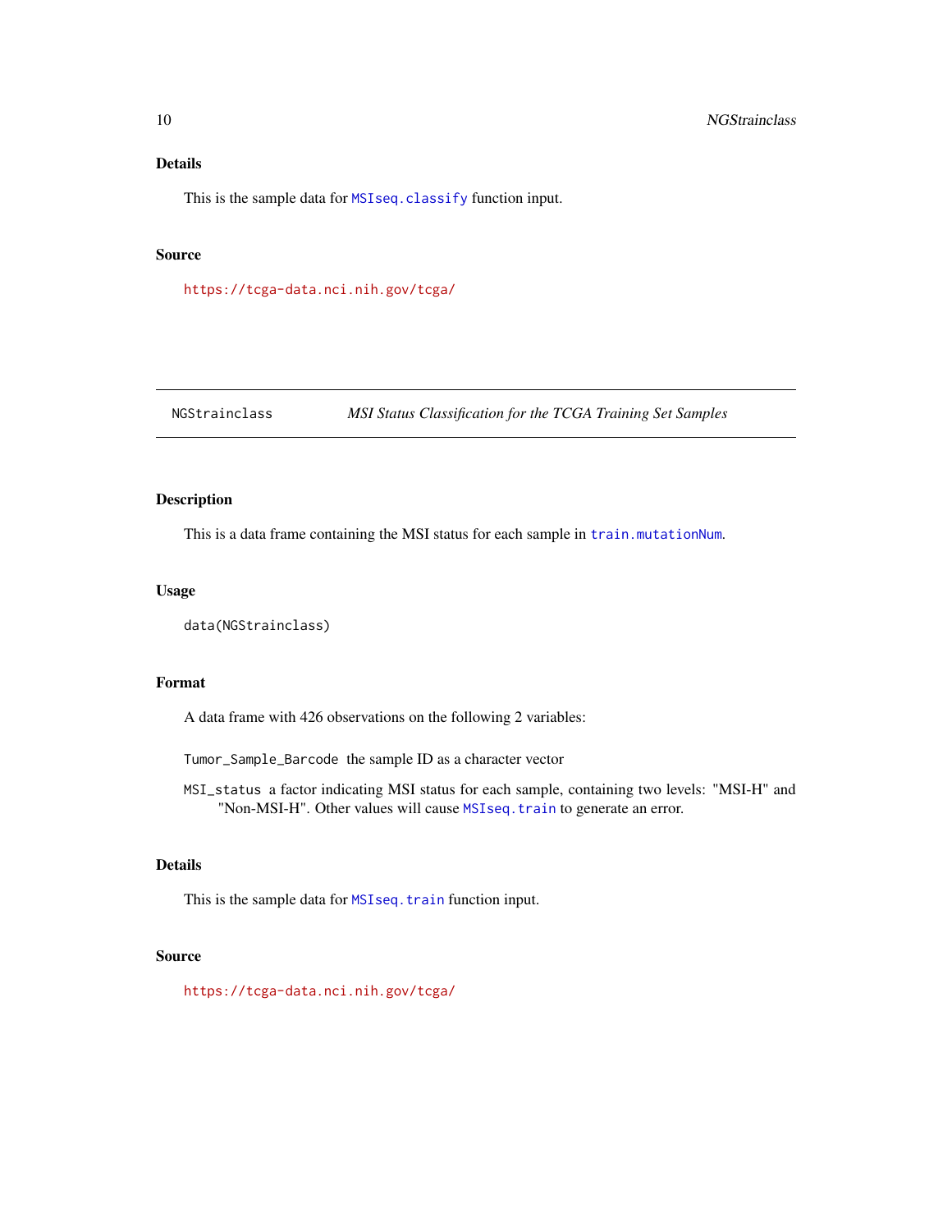## Details

This is the sample data for `MSIseq.classify` function input.

## Source

https://tcga-data.nci.nih.gov/tcga/

---

`NGStrainclass` *MSI Status Classification for the TCGA Training Set Samples*

---

## Description

This is a data frame containing the MSI status for each sample in `train.mutationNum`.

## Usage

```
data(NGStrainclass)
```

## Format

A data frame with 426 observations on the following 2 variables:

`Tumor_Sample_Barcode` the sample ID as a character vector

`MSI_status` a factor indicating MSI status for each sample, containing two levels: "MSI-H" and "Non-MSI-H". Other values will cause `MSIseq.train` to generate an error.

## Details

This is the sample data for `MSIseq.train` function input.

## Source

https://tcga-data.nci.nih.gov/tcga/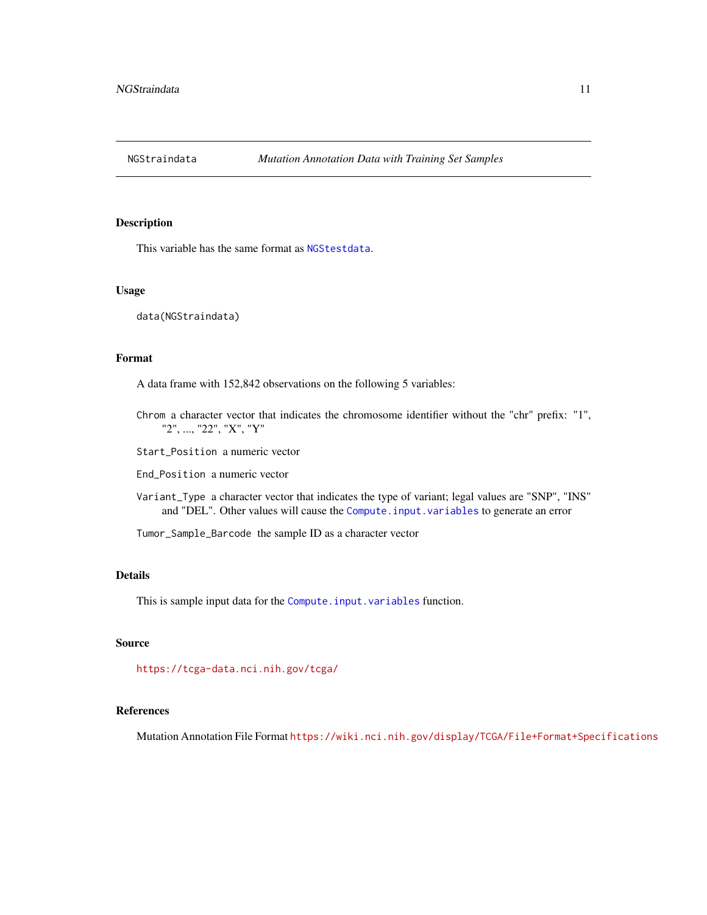# NGStraindata — *Mutation Annotation Data with Training Set Samples*

## Description

This variable has the same format as NGStestdata.

## Usage

```
data(NGStraindata)
```

## Format

A data frame with 152,842 observations on the following 5 variables:

- `Chrom` a character vector that indicates the chromosome identifier without the "chr" prefix: "1", "2", ..., "22", "X", "Y"
- `Start_Position` a numeric vector
- `End_Position` a numeric vector
- `Variant_Type` a character vector that indicates the type of variant; legal values are "SNP", "INS" and "DEL". Other values will cause the Compute.input.variables to generate an error
- `Tumor_Sample_Barcode` the sample ID as a character vector

## Details

This is sample input data for the Compute.input.variables function.

## Source

https://tcga-data.nci.nih.gov/tcga/

## References

Mutation Annotation File Format https://wiki.nci.nih.gov/display/TCGA/File+Format+Specifications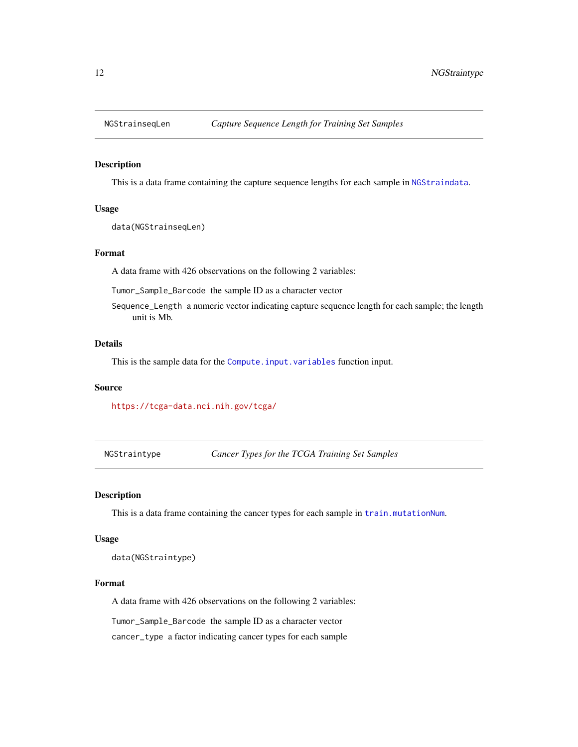## NGStrainseqLen — *Capture Sequence Length for Training Set Samples*

### Description

This is a data frame containing the capture sequence lengths for each sample in `NGStraindata`.

### Usage

```
data(NGStrainseqLen)
```

### Format

A data frame with 426 observations on the following 2 variables:

`Tumor_Sample_Barcode` the sample ID as a character vector

`Sequence_Length` a numeric vector indicating capture sequence length for each sample; the length unit is Mb.

### Details

This is the sample data for the `Compute.input.variables` function input.

### Source

https://tcga-data.nci.nih.gov/tcga/

## NGStraintype — *Cancer Types for the TCGA Training Set Samples*

### Description

This is a data frame containing the cancer types for each sample in `train.mutationNum`.

### Usage

```
data(NGStraintype)
```

### Format

A data frame with 426 observations on the following 2 variables:

`Tumor_Sample_Barcode` the sample ID as a character vector

`cancer_type` a factor indicating cancer types for each sample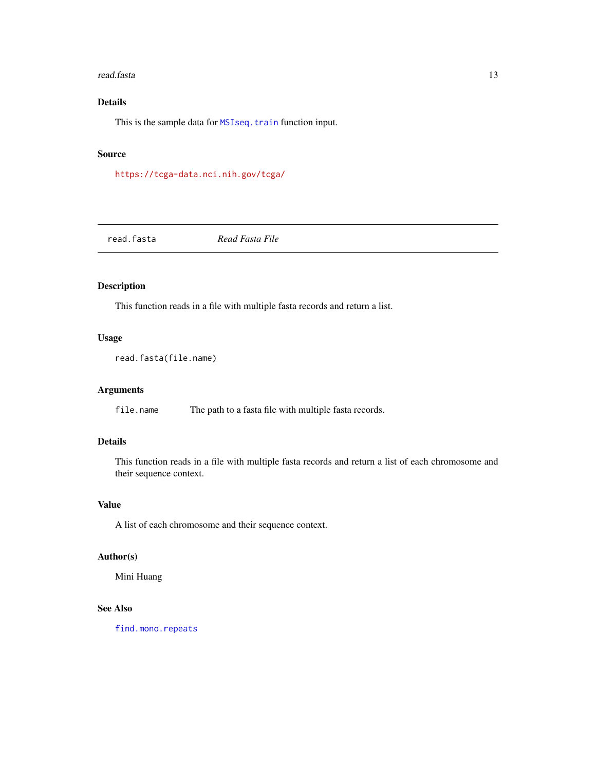## Details

This is the sample data for `MSIseq.train` function input.

## Source

https://tcga-data.nci.nih.gov/tcga/

---

`read.fasta` *Read Fasta File*

---

## Description

This function reads in a file with multiple fasta records and return a list.

## Usage

```
read.fasta(file.name)
```

## Arguments

`file.name` The path to a fasta file with multiple fasta records.

## Details

This function reads in a file with multiple fasta records and return a list of each chromosome and their sequence context.

## Value

A list of each chromosome and their sequence context.

## Author(s)

Mini Huang

## See Also

`find.mono.repeats`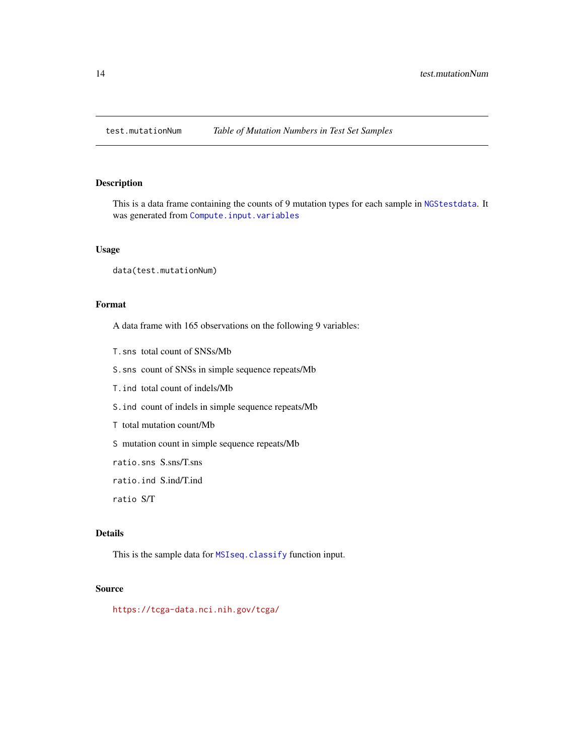## test.mutationNum    *Table of Mutation Numbers in Test Set Samples*

### Description

This is a data frame containing the counts of 9 mutation types for each sample in `NGStestdata`. It was generated from `Compute.input.variables`

### Usage

```
data(test.mutationNum)
```

### Format

A data frame with 165 observations on the following 9 variables:

- `T.sns` total count of SNSs/Mb
- `S.sns` count of SNSs in simple sequence repeats/Mb
- `T.ind` total count of indels/Mb
- `S.ind` count of indels in simple sequence repeats/Mb
- `T` total mutation count/Mb
- `S` mutation count in simple sequence repeats/Mb
- `ratio.sns` S.sns/T.sns
- `ratio.ind` S.ind/T.ind
- `ratio` S/T

### Details

This is the sample data for `MSIseq.classify` function input.

### Source

https://tcga-data.nci.nih.gov/tcga/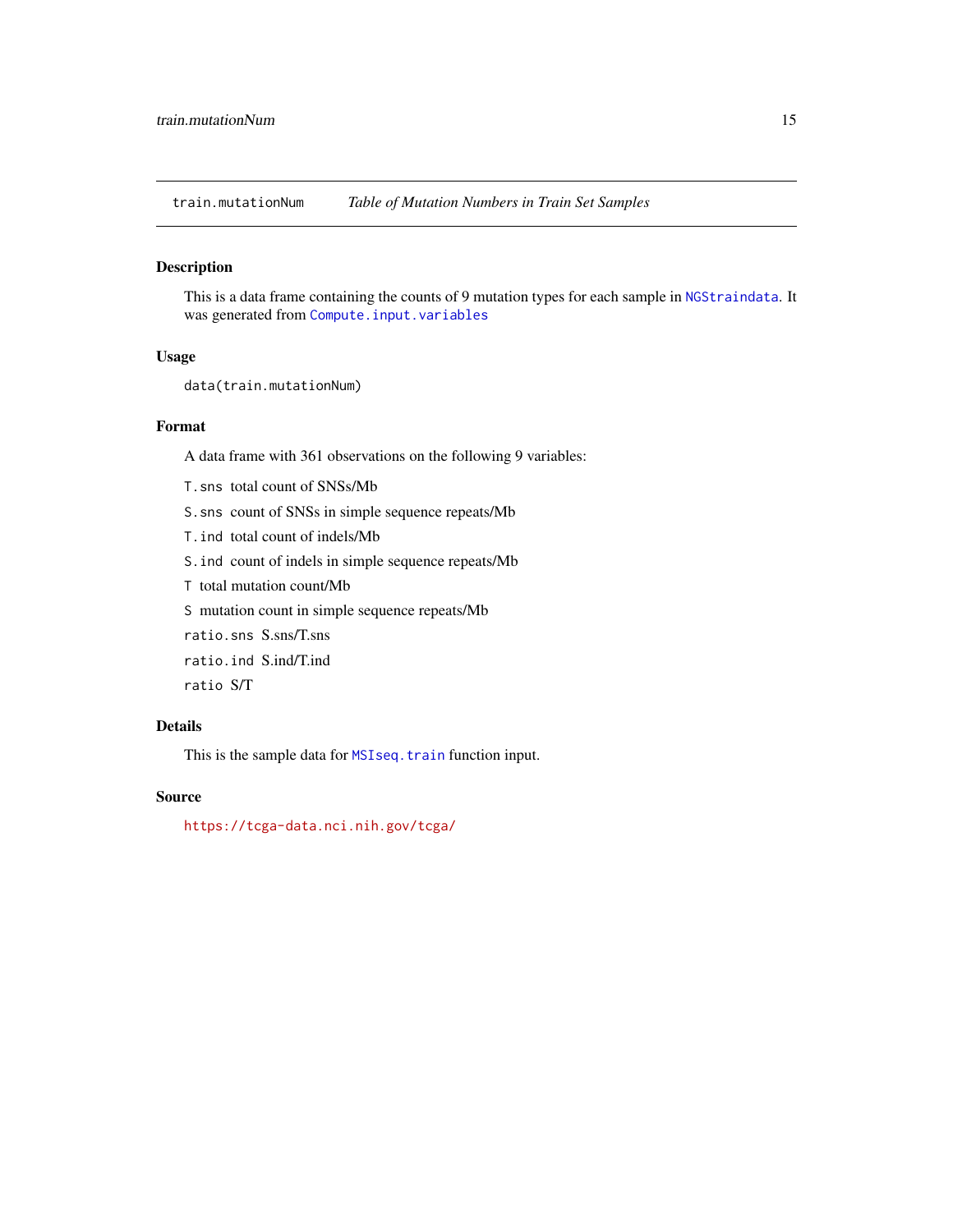## train.mutationNum *Table of Mutation Numbers in Train Set Samples*

### Description

This is a data frame containing the counts of 9 mutation types for each sample in `NGStraindata`. It was generated from `Compute.input.variables`

### Usage

```
data(train.mutationNum)
```

### Format

A data frame with 361 observations on the following 9 variables:

- `T.sns` total count of SNSs/Mb
- `S.sns` count of SNSs in simple sequence repeats/Mb
- `T.ind` total count of indels/Mb
- `S.ind` count of indels in simple sequence repeats/Mb
- `T` total mutation count/Mb
- `S` mutation count in simple sequence repeats/Mb
- `ratio.sns` S.sns/T.sns
- `ratio.ind` S.ind/T.ind
- `ratio` S/T

### Details

This is the sample data for `MSIseq.train` function input.

### Source

https://tcga-data.nci.nih.gov/tcga/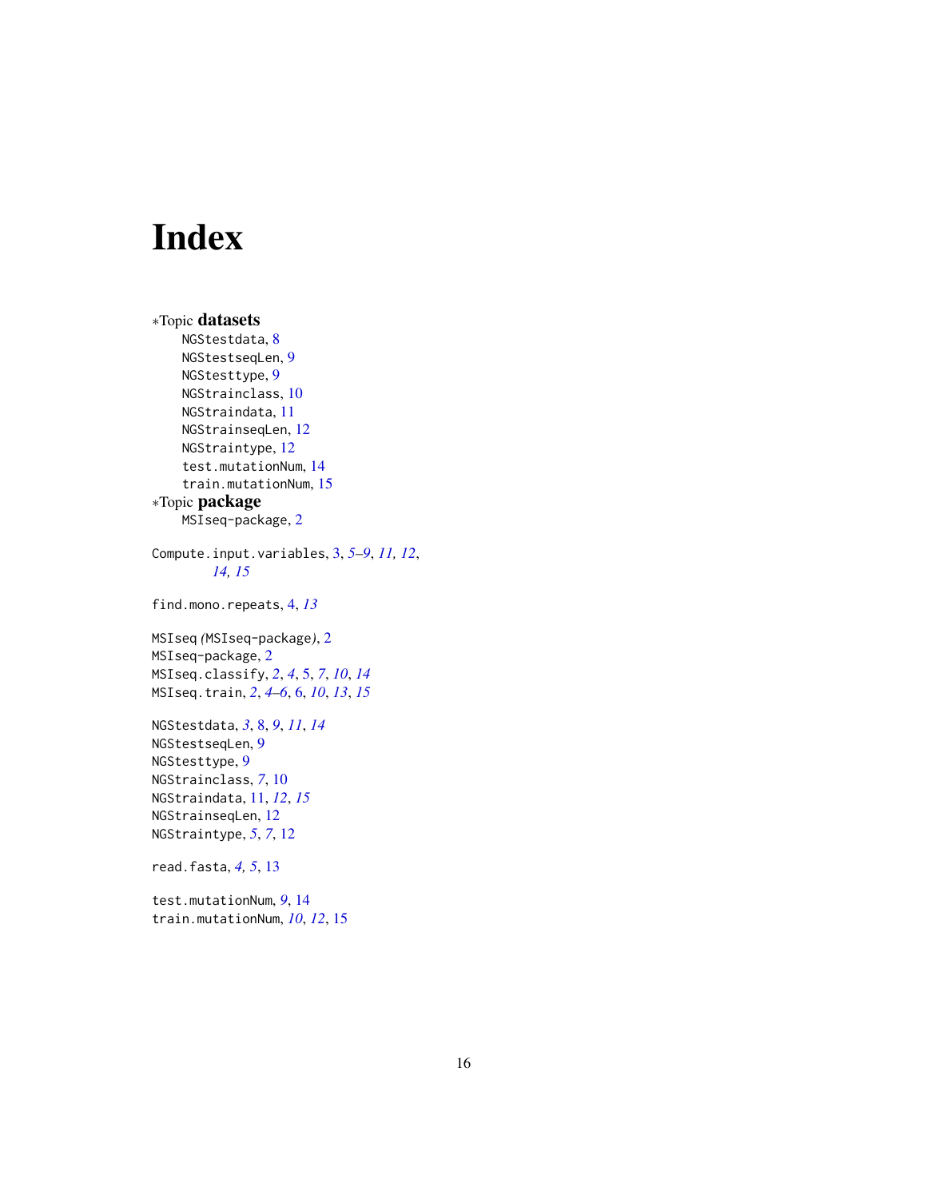# Index

∗Topic **datasets**

NGStestdata, 8
NGStestseqLen, 9
NGStesttype, 9
NGStrainclass, 10
NGStraindata, 11
NGStrainseqLen, 12
NGStraintype, 12
test.mutationNum, 14
train.mutationNum, 15

∗Topic **package**

MSIseq-package, 2

Compute.input.variables, 3, *5–9*, *11, 12*, *14, 15*

find.mono.repeats, 4, *13*

MSIseq *(*MSIseq-package*)*, 2
MSIseq-package, 2
MSIseq.classify, *2*, *4*, 5, *7*, *10*, *14*
MSIseq.train, *2*, *4–6*, 6, *10*, *13*, *15*

NGStestdata, *3*, 8, *9*, *11*, *14*
NGStestseqLen, 9
NGStesttype, 9
NGStrainclass, *7*, 10
NGStraindata, 11, *12*, *15*
NGStrainseqLen, 12
NGStraintype, *5*, *7*, 12

read.fasta, *4, 5*, 13

test.mutationNum, *9*, 14
train.mutationNum, *10*, *12*, 15